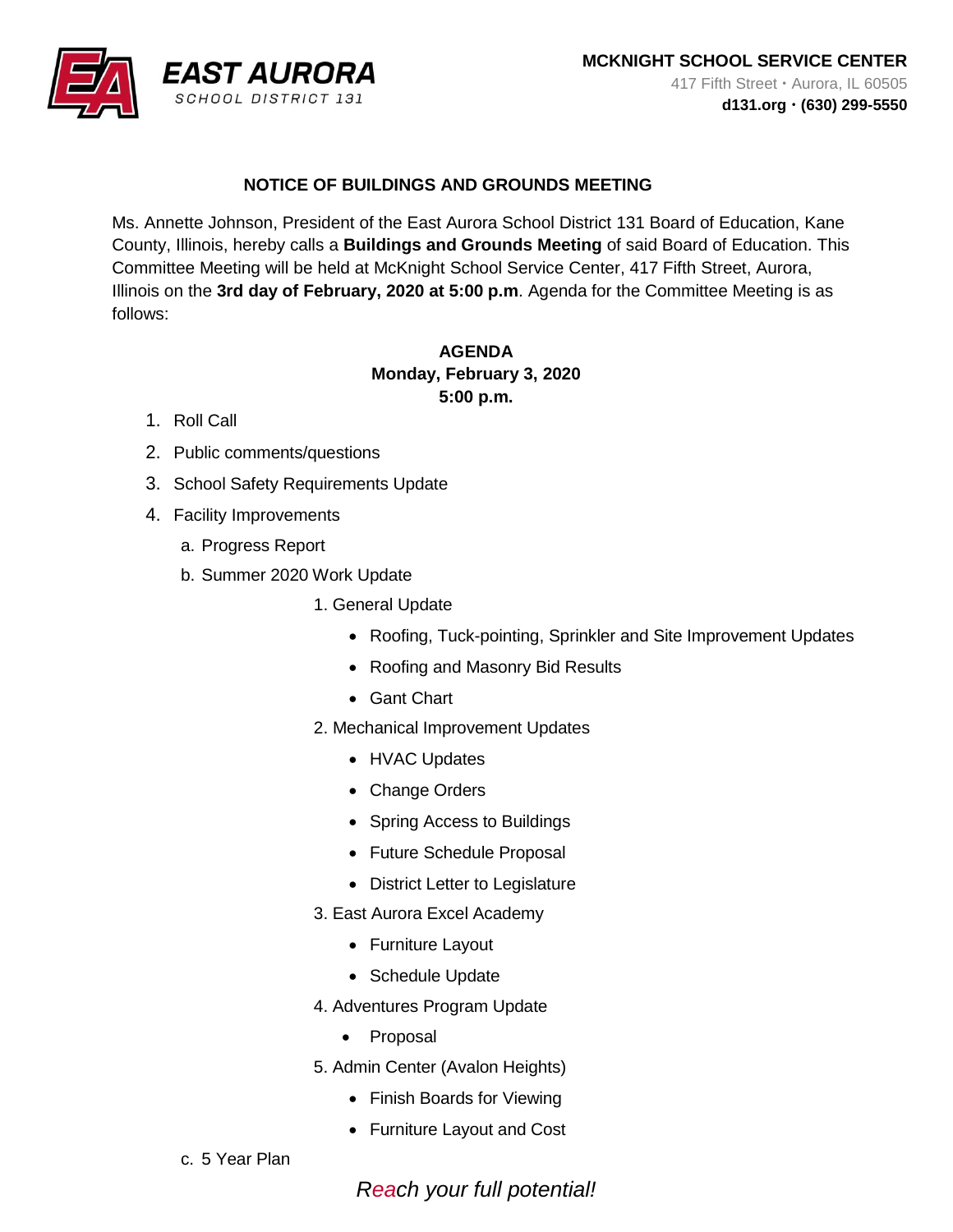**EAST AURORA**
SCHOOL DISTRICT 131

**MCKNIGHT SCHOOL SERVICE CENTER**
417 Fifth Street • Aurora, IL 60505
**d131.org • (630) 299-5550**

## NOTICE OF BUILDINGS AND GROUNDS MEETING

Ms. Annette Johnson, President of the East Aurora School District 131 Board of Education, Kane County, Illinois, hereby calls a **Buildings and Grounds Meeting** of said Board of Education. This Committee Meeting will be held at McKnight School Service Center, 417 Fifth Street, Aurora, Illinois on the **3rd day of February, 2020 at 5:00 p.m**. Agenda for the Committee Meeting is as follows:

**AGENDA**
**Monday, February 3, 2020**
**5:00 p.m.**

1. Roll Call
2. Public comments/questions
3. School Safety Requirements Update
4. Facility Improvements
   a. Progress Report
   b. Summer 2020 Work Update
      1. General Update
         - Roofing, Tuck-pointing, Sprinkler and Site Improvement Updates
         - Roofing and Masonry Bid Results
         - Gant Chart
      2. Mechanical Improvement Updates
         - HVAC Updates
         - Change Orders
         - Spring Access to Buildings
         - Future Schedule Proposal
         - District Letter to Legislature
      3. East Aurora Excel Academy
         - Furniture Layout
         - Schedule Update
      4. Adventures Program Update
         - Proposal
      5. Admin Center (Avalon Heights)
         - Finish Boards for Viewing
         - Furniture Layout and Cost
   c. 5 Year Plan

*Reach your full potential!*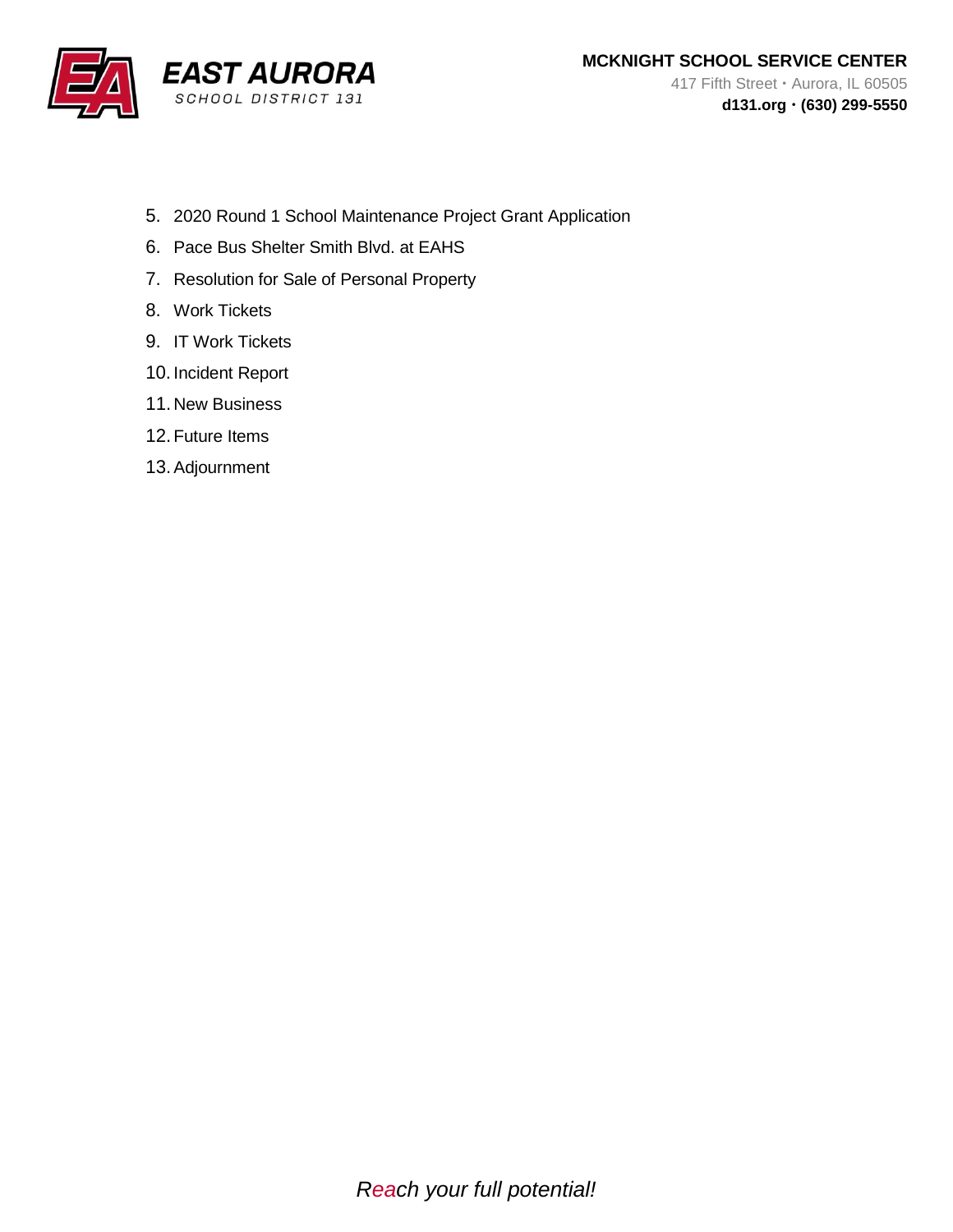5. 2020 Round 1 School Maintenance Project Grant Application
6. Pace Bus Shelter Smith Blvd. at EAHS
7. Resolution for Sale of Personal Property
8. Work Tickets
9. IT Work Tickets
10. Incident Report
11. New Business
12. Future Items
13. Adjournment